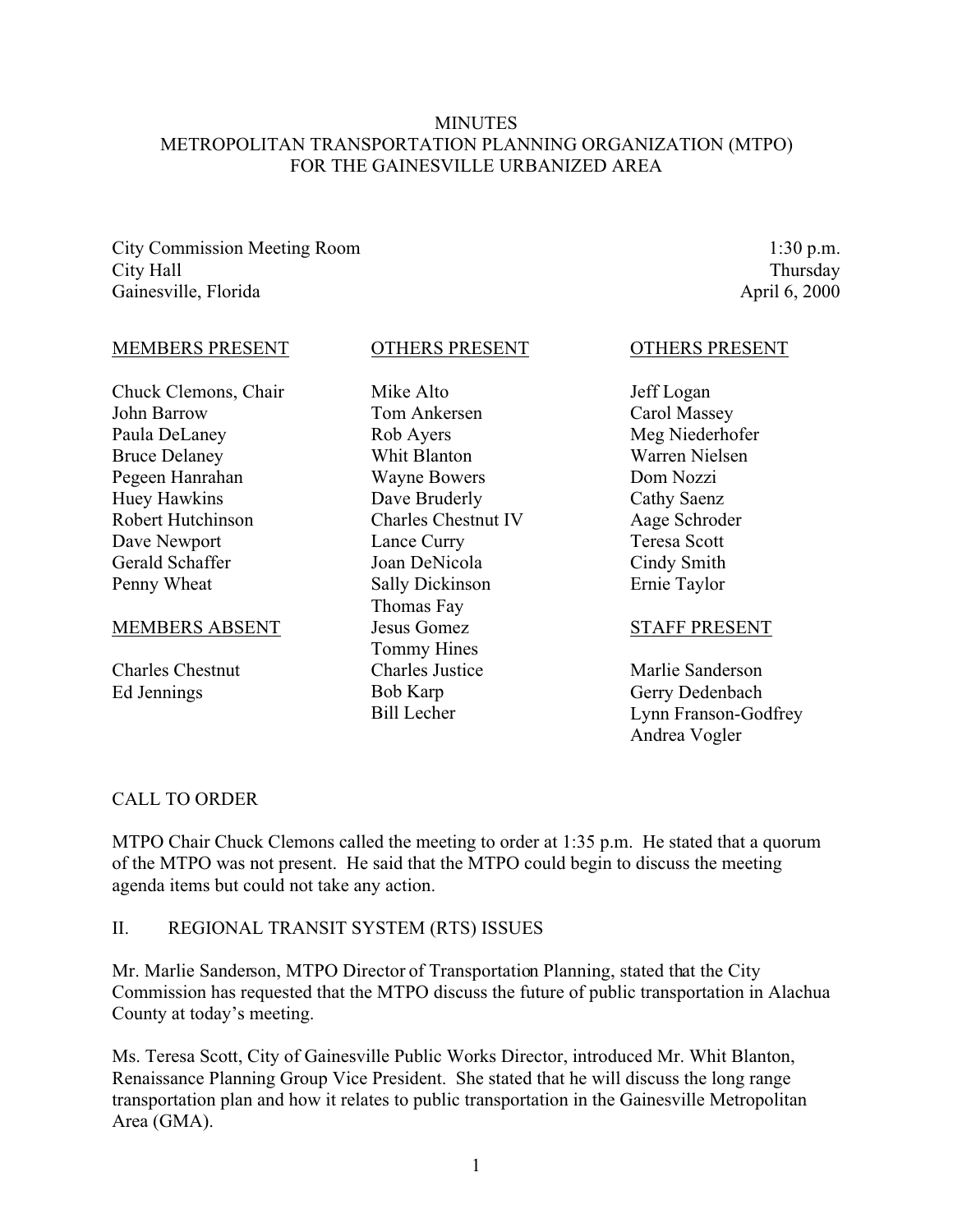# MINUTES
# METROPOLITAN TRANSPORTATION PLANNING ORGANIZATION (MTPO)
# FOR THE GAINESVILLE URBANIZED AREA

City Commission Meeting Room
City Hall
Gainesville, Florida

1:30 p.m.
Thursday
April 6, 2000

MEMBERS PRESENT

Chuck Clemons, Chair
John Barrow
Paula DeLaney
Bruce Delaney
Pegeen Hanrahan
Huey Hawkins
Robert Hutchinson
Dave Newport
Gerald Schaffer
Penny Wheat

MEMBERS ABSENT

Charles Chestnut
Ed Jennings

OTHERS PRESENT

Mike Alto
Tom Ankersen
Rob Ayers
Whit Blanton
Wayne Bowers
Dave Bruderly
Charles Chestnut IV
Lance Curry
Joan DeNicola
Sally Dickinson
Thomas Fay
Jesus Gomez
Tommy Hines
Charles Justice
Bob Karp
Bill Lecher

OTHERS PRESENT

Jeff Logan
Carol Massey
Meg Niederhofer
Warren Nielsen
Dom Nozzi
Cathy Saenz
Aage Schroder
Teresa Scott
Cindy Smith
Ernie Taylor

STAFF PRESENT

Marlie Sanderson
Gerry Dedenbach
Lynn Franson-Godfrey
Andrea Vogler

## CALL TO ORDER

MTPO Chair Chuck Clemons called the meeting to order at 1:35 p.m. He stated that a quorum of the MTPO was not present. He said that the MTPO could begin to discuss the meeting agenda items but could not take any action.

## II. REGIONAL TRANSIT SYSTEM (RTS) ISSUES

Mr. Marlie Sanderson, MTPO Director of Transportation Planning, stated that the City Commission has requested that the MTPO discuss the future of public transportation in Alachua County at today's meeting.

Ms. Teresa Scott, City of Gainesville Public Works Director, introduced Mr. Whit Blanton, Renaissance Planning Group Vice President. She stated that he will discuss the long range transportation plan and how it relates to public transportation in the Gainesville Metropolitan Area (GMA).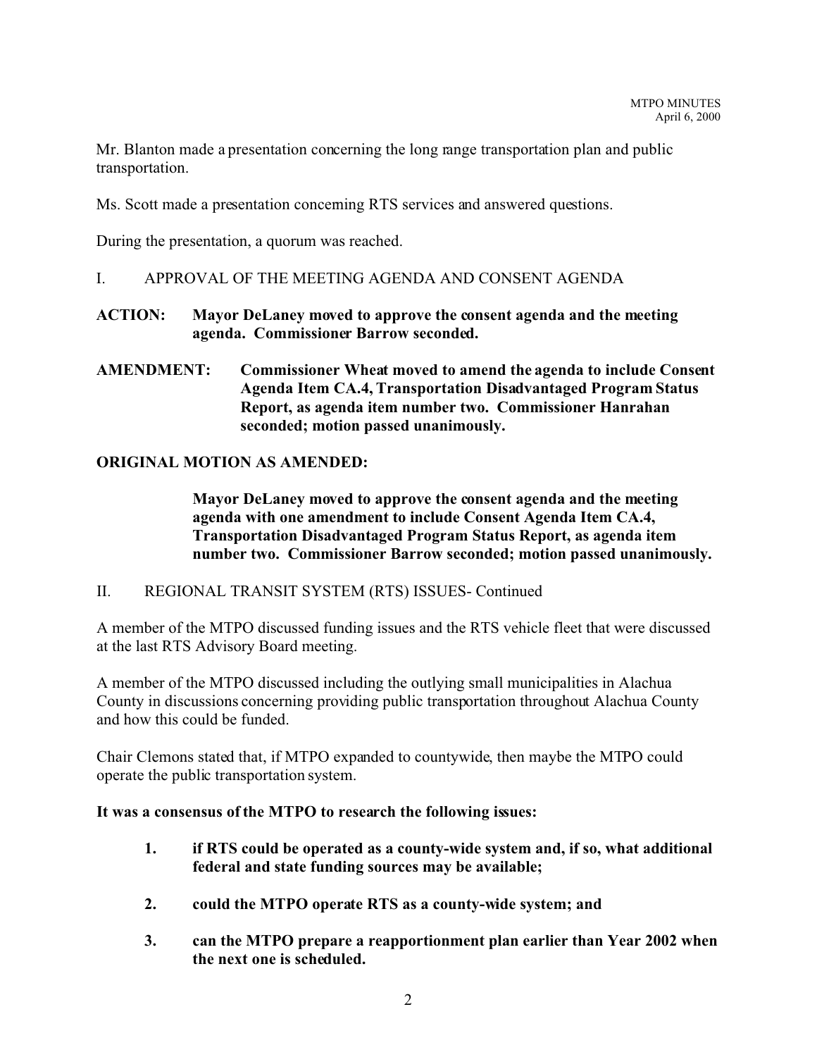Mr. Blanton made a presentation concerning the long range transportation plan and public transportation.

Ms. Scott made a presentation concerning RTS services and answered questions.

During the presentation, a quorum was reached.

I. APPROVAL OF THE MEETING AGENDA AND CONSENT AGENDA

**ACTION: Mayor DeLaney moved to approve the consent agenda and the meeting agenda. Commissioner Barrow seconded.**

**AMENDMENT: Commissioner Wheat moved to amend the agenda to include Consent Agenda Item CA.4, Transportation Disadvantaged Program Status Report, as agenda item number two. Commissioner Hanrahan seconded; motion passed unanimously.**

**ORIGINAL MOTION AS AMENDED:**

**Mayor DeLaney moved to approve the consent agenda and the meeting agenda with one amendment to include Consent Agenda Item CA.4, Transportation Disadvantaged Program Status Report, as agenda item number two. Commissioner Barrow seconded; motion passed unanimously.**

II. REGIONAL TRANSIT SYSTEM (RTS) ISSUES- Continued

A member of the MTPO discussed funding issues and the RTS vehicle fleet that were discussed at the last RTS Advisory Board meeting.

A member of the MTPO discussed including the outlying small municipalities in Alachua County in discussions concerning providing public transportation throughout Alachua County and how this could be funded.

Chair Clemons stated that, if MTPO expanded to countywide, then maybe the MTPO could operate the public transportation system.

**It was a consensus of the MTPO to research the following issues:**

1. **if RTS could be operated as a county-wide system and, if so, what additional federal and state funding sources may be available;**
2. **could the MTPO operate RTS as a county-wide system; and**
3. **can the MTPO prepare a reapportionment plan earlier than Year 2002 when the next one is scheduled.**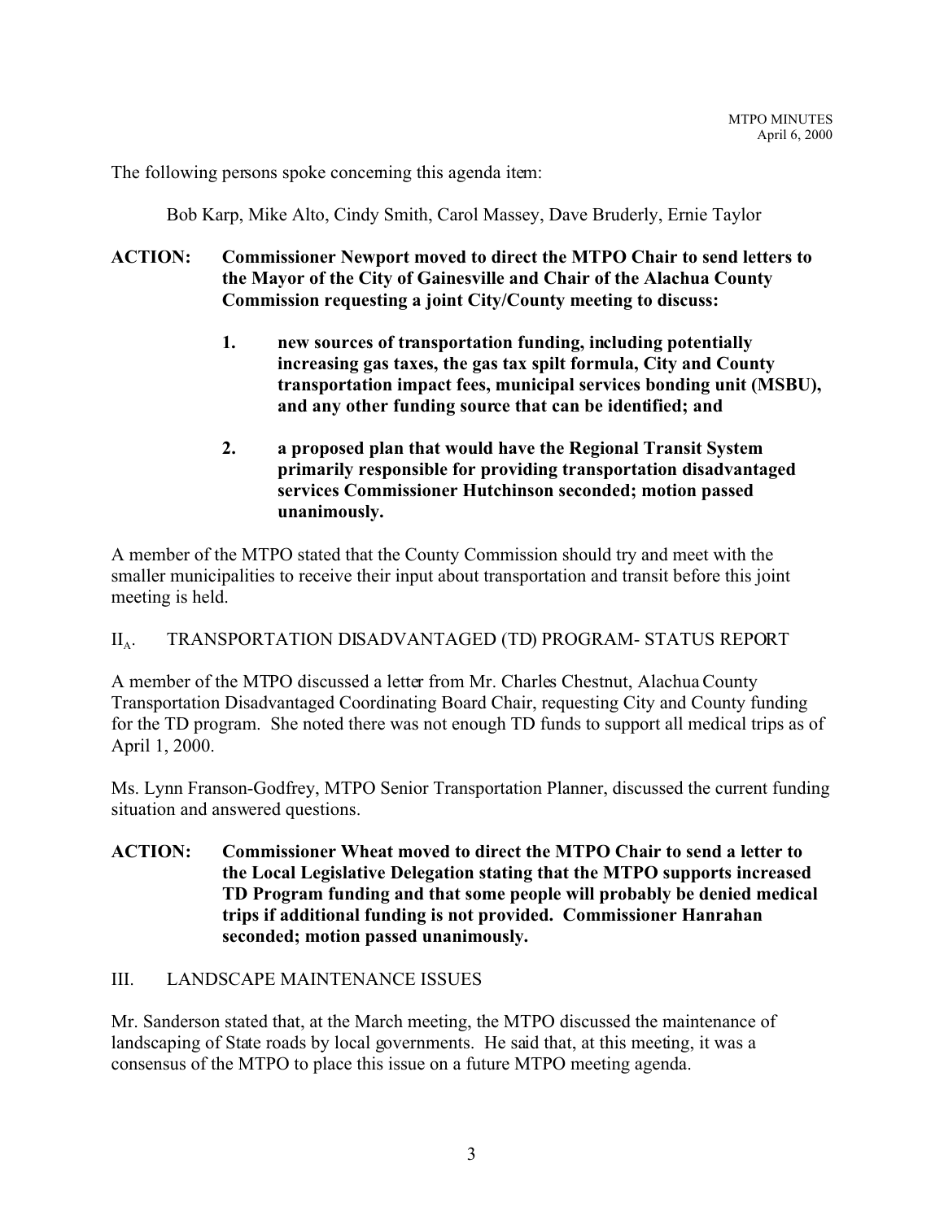The following persons spoke concerning this agenda item:

Bob Karp, Mike Alto, Cindy Smith, Carol Massey, Dave Bruderly, Ernie Taylor

**ACTION: Commissioner Newport moved to direct the MTPO Chair to send letters to the Mayor of the City of Gainesville and Chair of the Alachua County Commission requesting a joint City/County meeting to discuss:**

1. **new sources of transportation funding, including potentially increasing gas taxes, the gas tax spilt formula, City and County transportation impact fees, municipal services bonding unit (MSBU), and any other funding source that can be identified; and**

2. **a proposed plan that would have the Regional Transit System primarily responsible for providing transportation disadvantaged services Commissioner Hutchinson seconded; motion passed unanimously.**

A member of the MTPO stated that the County Commission should try and meet with the smaller municipalities to receive their input about transportation and transit before this joint meeting is held.

## $II_A$. TRANSPORTATION DISADVANTAGED (TD) PROGRAM- STATUS REPORT

A member of the MTPO discussed a letter from Mr. Charles Chestnut, Alachua County Transportation Disadvantaged Coordinating Board Chair, requesting City and County funding for the TD program. She noted there was not enough TD funds to support all medical trips as of April 1, 2000.

Ms. Lynn Franson-Godfrey, MTPO Senior Transportation Planner, discussed the current funding situation and answered questions.

**ACTION: Commissioner Wheat moved to direct the MTPO Chair to send a letter to the Local Legislative Delegation stating that the MTPO supports increased TD Program funding and that some people will probably be denied medical trips if additional funding is not provided. Commissioner Hanrahan seconded; motion passed unanimously.**

## III. LANDSCAPE MAINTENANCE ISSUES

Mr. Sanderson stated that, at the March meeting, the MTPO discussed the maintenance of landscaping of State roads by local governments. He said that, at this meeting, it was a consensus of the MTPO to place this issue on a future MTPO meeting agenda.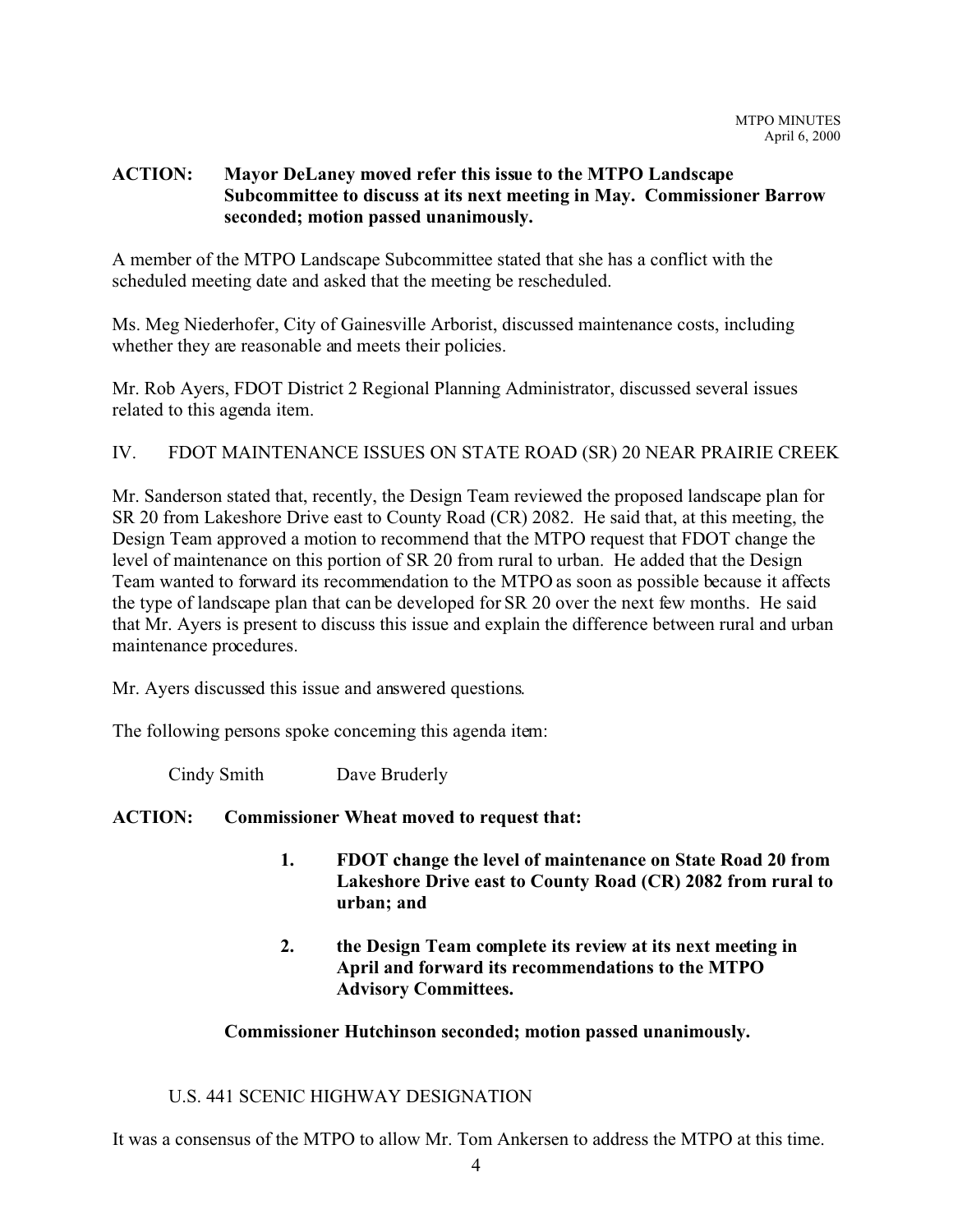**ACTION: Mayor DeLaney moved refer this issue to the MTPO Landscape Subcommittee to discuss at its next meeting in May. Commissioner Barrow seconded; motion passed unanimously.**

A member of the MTPO Landscape Subcommittee stated that she has a conflict with the scheduled meeting date and asked that the meeting be rescheduled.

Ms. Meg Niederhofer, City of Gainesville Arborist, discussed maintenance costs, including whether they are reasonable and meets their policies.

Mr. Rob Ayers, FDOT District 2 Regional Planning Administrator, discussed several issues related to this agenda item.

## IV. FDOT MAINTENANCE ISSUES ON STATE ROAD (SR) 20 NEAR PRAIRIE CREEK

Mr. Sanderson stated that, recently, the Design Team reviewed the proposed landscape plan for SR 20 from Lakeshore Drive east to County Road (CR) 2082. He said that, at this meeting, the Design Team approved a motion to recommend that the MTPO request that FDOT change the level of maintenance on this portion of SR 20 from rural to urban. He added that the Design Team wanted to forward its recommendation to the MTPO as soon as possible because it affects the type of landscape plan that can be developed for SR 20 over the next few months. He said that Mr. Ayers is present to discuss this issue and explain the difference between rural and urban maintenance procedures.

Mr. Ayers discussed this issue and answered questions.

The following persons spoke concerning this agenda item:

Cindy Smith Dave Bruderly

**ACTION: Commissioner Wheat moved to request that:**

1. **FDOT change the level of maintenance on State Road 20 from Lakeshore Drive east to County Road (CR) 2082 from rural to urban; and**
2. **the Design Team complete its review at its next meeting in April and forward its recommendations to the MTPO Advisory Committees.**

**Commissioner Hutchinson seconded; motion passed unanimously.**

## U.S. 441 SCENIC HIGHWAY DESIGNATION

It was a consensus of the MTPO to allow Mr. Tom Ankersen to address the MTPO at this time.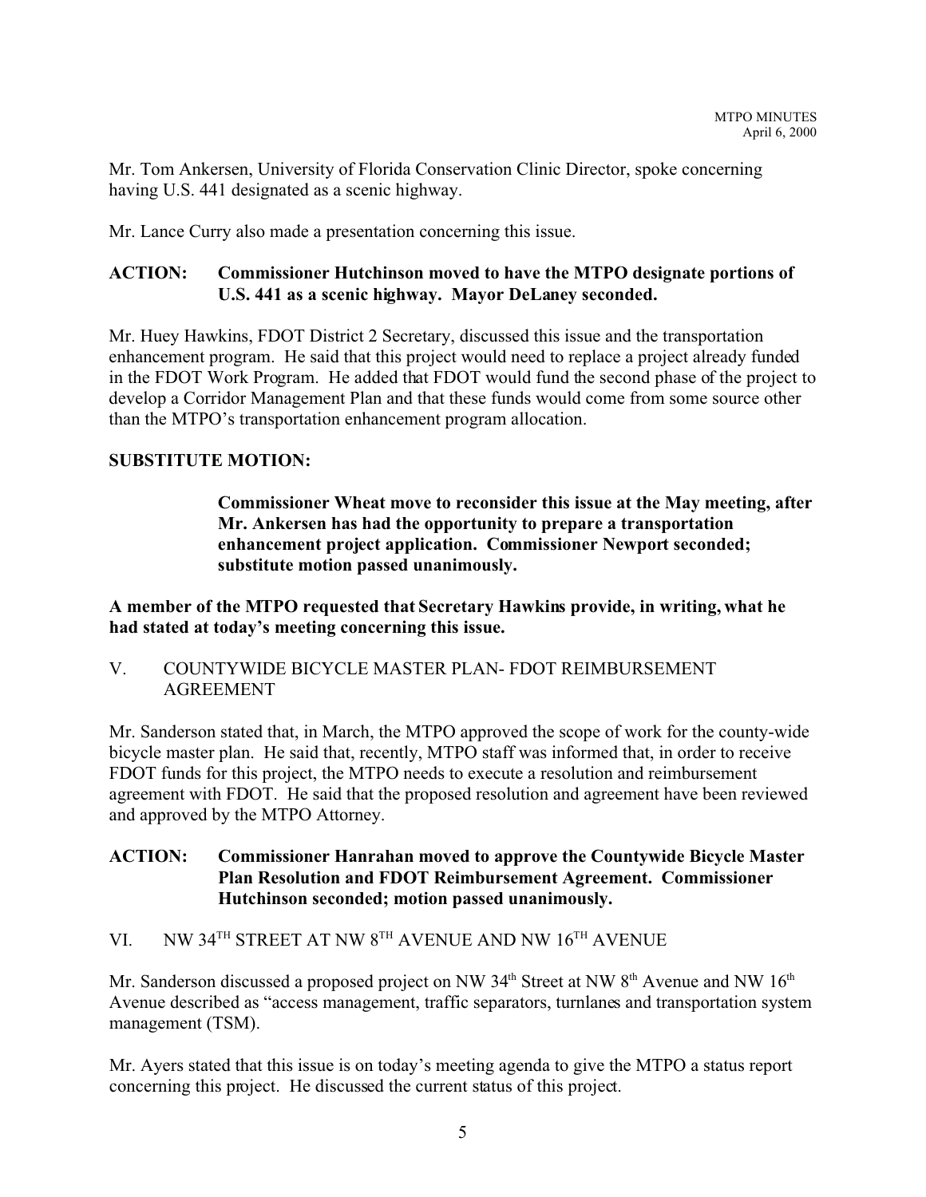Mr. Tom Ankersen, University of Florida Conservation Clinic Director, spoke concerning having U.S. 441 designated as a scenic highway.

Mr. Lance Curry also made a presentation concerning this issue.

**ACTION: Commissioner Hutchinson moved to have the MTPO designate portions of U.S. 441 as a scenic highway. Mayor DeLaney seconded.**

Mr. Huey Hawkins, FDOT District 2 Secretary, discussed this issue and the transportation enhancement program. He said that this project would need to replace a project already funded in the FDOT Work Program. He added that FDOT would fund the second phase of the project to develop a Corridor Management Plan and that these funds would come from some source other than the MTPO's transportation enhancement program allocation.

**SUBSTITUTE MOTION:**

> **Commissioner Wheat move to reconsider this issue at the May meeting, after Mr. Ankersen has had the opportunity to prepare a transportation enhancement project application. Commissioner Newport seconded; substitute motion passed unanimously.**

**A member of the MTPO requested that Secretary Hawkins provide, in writing, what he had stated at today's meeting concerning this issue.**

## V. COUNTYWIDE BICYCLE MASTER PLAN- FDOT REIMBURSEMENT AGREEMENT

Mr. Sanderson stated that, in March, the MTPO approved the scope of work for the county-wide bicycle master plan. He said that, recently, MTPO staff was informed that, in order to receive FDOT funds for this project, the MTPO needs to execute a resolution and reimbursement agreement with FDOT. He said that the proposed resolution and agreement have been reviewed and approved by the MTPO Attorney.

**ACTION: Commissioner Hanrahan moved to approve the Countywide Bicycle Master Plan Resolution and FDOT Reimbursement Agreement. Commissioner Hutchinson seconded; motion passed unanimously.**

## VI. NW 34TH STREET AT NW 8TH AVENUE AND NW 16TH AVENUE

Mr. Sanderson discussed a proposed project on NW 34th Street at NW 8th Avenue and NW 16th Avenue described as "access management, traffic separators, turnlanes and transportation system management (TSM).

Mr. Ayers stated that this issue is on today's meeting agenda to give the MTPO a status report concerning this project. He discussed the current status of this project.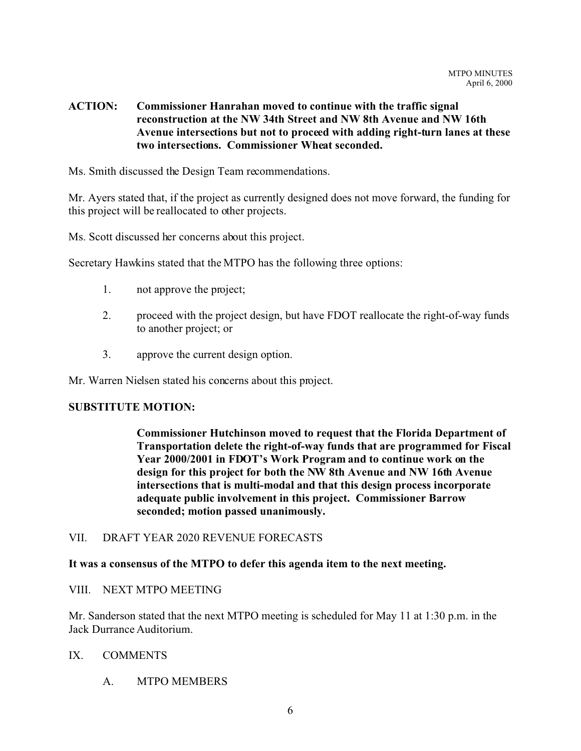**ACTION: Commissioner Hanrahan moved to continue with the traffic signal reconstruction at the NW 34th Street and NW 8th Avenue and NW 16th Avenue intersections but not to proceed with adding right-turn lanes at these two intersections. Commissioner Wheat seconded.**

Ms. Smith discussed the Design Team recommendations.

Mr. Ayers stated that, if the project as currently designed does not move forward, the funding for this project will be reallocated to other projects.

Ms. Scott discussed her concerns about this project.

Secretary Hawkins stated that the MTPO has the following three options:

1. not approve the project;

2. proceed with the project design, but have FDOT reallocate the right-of-way funds to another project; or

3. approve the current design option.

Mr. Warren Nielsen stated his concerns about this project.

**SUBSTITUTE MOTION:**

> **Commissioner Hutchinson moved to request that the Florida Department of Transportation delete the right-of-way funds that are programmed for Fiscal Year 2000/2001 in FDOT's Work Program and to continue work on the design for this project for both the NW 8th Avenue and NW 16th Avenue intersections that is multi-modal and that this design process incorporate adequate public involvement in this project. Commissioner Barrow seconded; motion passed unanimously.**

VII. DRAFT YEAR 2020 REVENUE FORECASTS

**It was a consensus of the MTPO to defer this agenda item to the next meeting.**

VIII. NEXT MTPO MEETING

Mr. Sanderson stated that the next MTPO meeting is scheduled for May 11 at 1:30 p.m. in the Jack Durrance Auditorium.

IX. COMMENTS

A. MTPO MEMBERS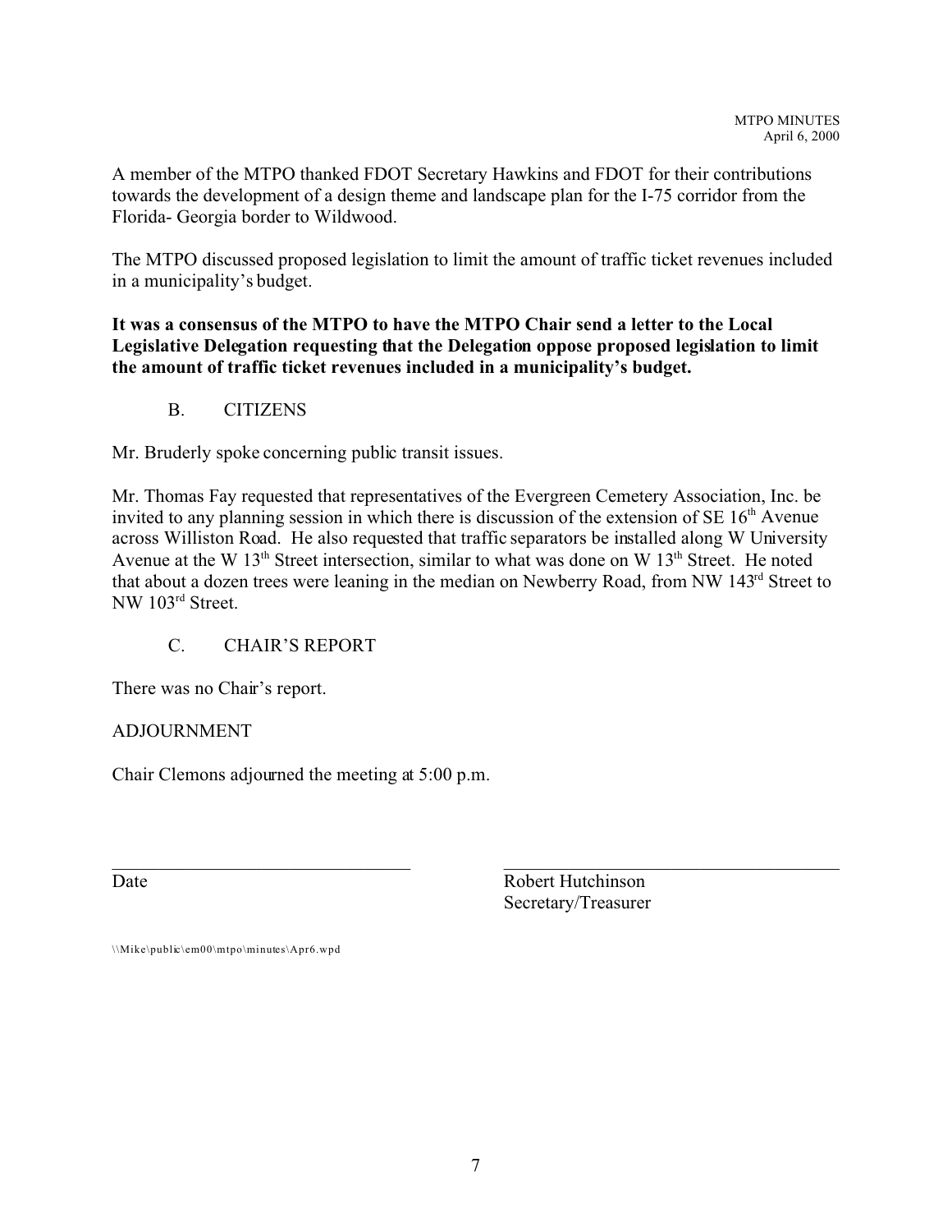A member of the MTPO thanked FDOT Secretary Hawkins and FDOT for their contributions towards the development of a design theme and landscape plan for the I-75 corridor from the Florida- Georgia border to Wildwood.

The MTPO discussed proposed legislation to limit the amount of traffic ticket revenues included in a municipality's budget.

**It was a consensus of the MTPO to have the MTPO Chair send a letter to the Local Legislative Delegation requesting that the Delegation oppose proposed legislation to limit the amount of traffic ticket revenues included in a municipality's budget.**

B. CITIZENS

Mr. Bruderly spoke concerning public transit issues.

Mr. Thomas Fay requested that representatives of the Evergreen Cemetery Association, Inc. be invited to any planning session in which there is discussion of the extension of SE 16th Avenue across Williston Road. He also requested that traffic separators be installed along W University Avenue at the W 13th Street intersection, similar to what was done on W 13th Street. He noted that about a dozen trees were leaning in the median on Newberry Road, from NW 143rd Street to NW 103rd Street.

C. CHAIR'S REPORT

There was no Chair's report.

ADJOURNMENT

Chair Clemons adjourned the meeting at 5:00 p.m.

| | |
|---|---|
| _______________________ | _______________________ |
| Date | Robert Hutchinson<br>Secretary/Treasurer |

\\Mike\public\em00\mtpo\minutes\Apr6.wpd